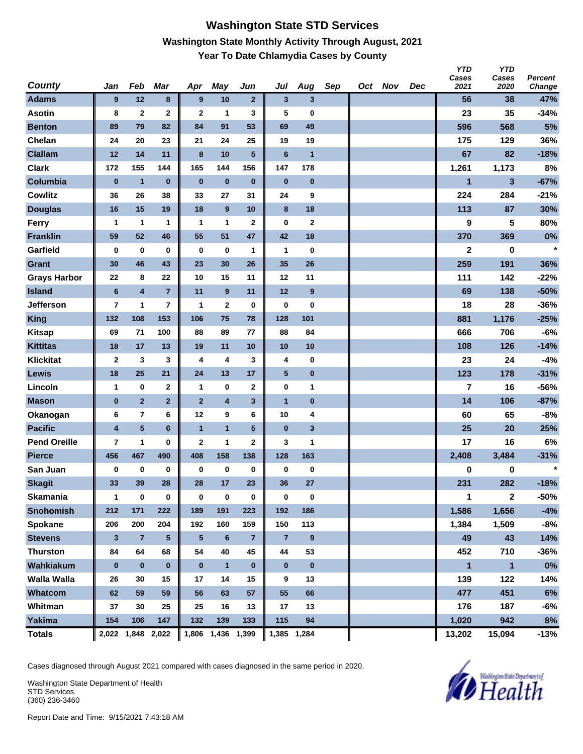# Washington State STD Services

## Washington State Monthly Activity Through August, 2021

### Year To Date Chlamydia Cases by County

| County | Jan | Feb | Mar | Apr | May | Jun | Jul | Aug | Sep | Oct | Nov | Dec | YTD Cases 2021 | YTD Cases 2020 | Percent Change |
|---|---|---|---|---|---|---|---|---|---|---|---|---|---|---|---|
| Adams | 9 | 12 | 8 | 9 | 10 | 2 | 3 | 3 | | | | | 56 | 38 | 47% |
| Asotin | 8 | 2 | 2 | 2 | 1 | 3 | 5 | 0 | | | | | 23 | 35 | -34% |
| Benton | 89 | 79 | 82 | 84 | 91 | 53 | 69 | 49 | | | | | 596 | 568 | 5% |
| Chelan | 24 | 20 | 23 | 21 | 24 | 25 | 19 | 19 | | | | | 175 | 129 | 36% |
| Clallam | 12 | 14 | 11 | 8 | 10 | 5 | 6 | 1 | | | | | 67 | 82 | -18% |
| Clark | 172 | 155 | 144 | 165 | 144 | 156 | 147 | 178 | | | | | 1,261 | 1,173 | 8% |
| Columbia | 0 | 1 | 0 | 0 | 0 | 0 | 0 | 0 | | | | | 1 | 3 | -67% |
| Cowlitz | 36 | 26 | 38 | 33 | 27 | 31 | 24 | 9 | | | | | 224 | 284 | -21% |
| Douglas | 16 | 15 | 19 | 18 | 9 | 10 | 8 | 18 | | | | | 113 | 87 | 30% |
| Ferry | 1 | 1 | 1 | 1 | 1 | 2 | 0 | 2 | | | | | 9 | 5 | 80% |
| Franklin | 59 | 52 | 46 | 55 | 51 | 47 | 42 | 18 | | | | | 370 | 369 | 0% |
| Garfield | 0 | 0 | 0 | 0 | 0 | 1 | 1 | 0 | | | | | 2 | 0 | * |
| Grant | 30 | 46 | 43 | 23 | 30 | 26 | 35 | 26 | | | | | 259 | 191 | 36% |
| Grays Harbor | 22 | 8 | 22 | 10 | 15 | 11 | 12 | 11 | | | | | 111 | 142 | -22% |
| Island | 6 | 4 | 7 | 11 | 9 | 11 | 12 | 9 | | | | | 69 | 138 | -50% |
| Jefferson | 7 | 1 | 7 | 1 | 2 | 0 | 0 | 0 | | | | | 18 | 28 | -36% |
| King | 132 | 108 | 153 | 106 | 75 | 78 | 128 | 101 | | | | | 881 | 1,176 | -25% |
| Kitsap | 69 | 71 | 100 | 88 | 89 | 77 | 88 | 84 | | | | | 666 | 706 | -6% |
| Kittitas | 18 | 17 | 13 | 19 | 11 | 10 | 10 | 10 | | | | | 108 | 126 | -14% |
| Klickitat | 2 | 3 | 3 | 4 | 4 | 3 | 4 | 0 | | | | | 23 | 24 | -4% |
| Lewis | 18 | 25 | 21 | 24 | 13 | 17 | 5 | 0 | | | | | 123 | 178 | -31% |
| Lincoln | 1 | 0 | 2 | 1 | 0 | 2 | 0 | 1 | | | | | 7 | 16 | -56% |
| Mason | 0 | 2 | 2 | 2 | 4 | 3 | 1 | 0 | | | | | 14 | 106 | -87% |
| Okanogan | 6 | 7 | 6 | 12 | 9 | 6 | 10 | 4 | | | | | 60 | 65 | -8% |
| Pacific | 4 | 5 | 6 | 1 | 1 | 5 | 0 | 3 | | | | | 25 | 20 | 25% |
| Pend Oreille | 7 | 1 | 0 | 2 | 1 | 2 | 3 | 1 | | | | | 17 | 16 | 6% |
| Pierce | 456 | 467 | 490 | 408 | 158 | 138 | 128 | 163 | | | | | 2,408 | 3,484 | -31% |
| San Juan | 0 | 0 | 0 | 0 | 0 | 0 | 0 | 0 | | | | | 0 | 0 | * |
| Skagit | 33 | 39 | 28 | 28 | 17 | 23 | 36 | 27 | | | | | 231 | 282 | -18% |
| Skamania | 1 | 0 | 0 | 0 | 0 | 0 | 0 | 0 | | | | | 1 | 2 | -50% |
| Snohomish | 212 | 171 | 222 | 189 | 191 | 223 | 192 | 186 | | | | | 1,586 | 1,656 | -4% |
| Spokane | 206 | 200 | 204 | 192 | 160 | 159 | 150 | 113 | | | | | 1,384 | 1,509 | -8% |
| Stevens | 3 | 7 | 5 | 5 | 6 | 7 | 7 | 9 | | | | | 49 | 43 | 14% |
| Thurston | 84 | 64 | 68 | 54 | 40 | 45 | 44 | 53 | | | | | 452 | 710 | -36% |
| Wahkiakum | 0 | 0 | 0 | 0 | 1 | 0 | 0 | 0 | | | | | 1 | 1 | 0% |
| Walla Walla | 26 | 30 | 15 | 17 | 14 | 15 | 9 | 13 | | | | | 139 | 122 | 14% |
| Whatcom | 62 | 59 | 59 | 56 | 63 | 57 | 55 | 66 | | | | | 477 | 451 | 6% |
| Whitman | 37 | 30 | 25 | 25 | 16 | 13 | 17 | 13 | | | | | 176 | 187 | -6% |
| Yakima | 154 | 106 | 147 | 132 | 139 | 133 | 115 | 94 | | | | | 1,020 | 942 | 8% |
| Totals | 2,022 | 1,848 | 2,022 | 1,806 | 1,436 | 1,399 | 1,385 | 1,284 | | | | | 13,202 | 15,094 | -13% |

Cases diagnosed through August 2021 compared with cases diagnosed in the same period in 2020.

Washington State Department of Health
STD Services
(360) 236-3460

Report Date and Time: 9/15/2021 7:43:18 AM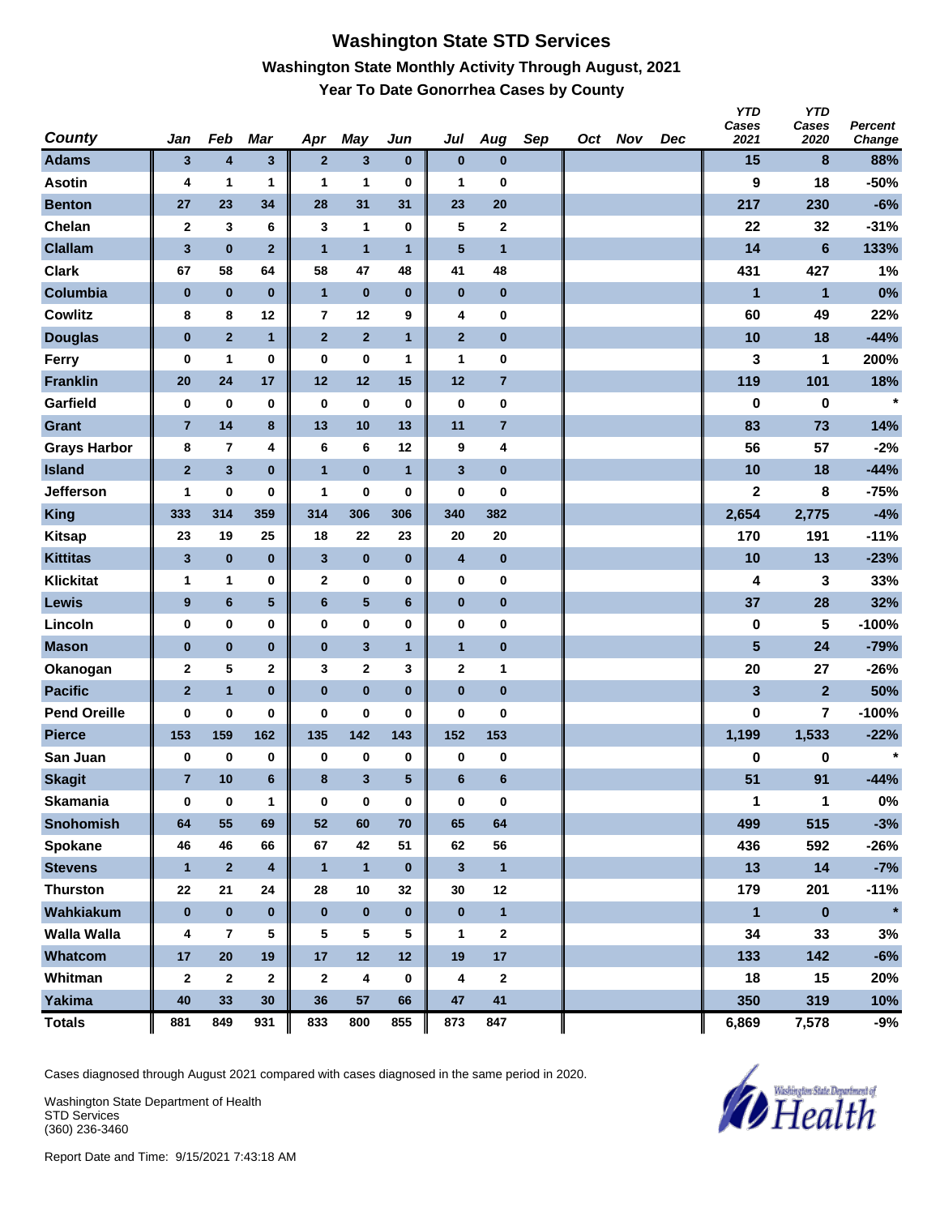# Washington State STD Services

## Washington State Monthly Activity Through August, 2021

### Year To Date Gonorrhea Cases by County

| County | Jan | Feb | Mar | Apr | May | Jun | Jul | Aug | Sep | Oct | Nov | Dec | YTD Cases 2021 | YTD Cases 2020 | Percent Change |
|---|---|---|---|---|---|---|---|---|---|---|---|---|---|---|---|
| Adams | 3 | 4 | 3 | 2 | 3 | 0 | 0 | 0 | | | | | 15 | 8 | 88% |
| Asotin | 4 | 1 | 1 | 1 | 1 | 0 | 1 | 0 | | | | | 9 | 18 | -50% |
| Benton | 27 | 23 | 34 | 28 | 31 | 31 | 23 | 20 | | | | | 217 | 230 | -6% |
| Chelan | 2 | 3 | 6 | 3 | 1 | 0 | 5 | 2 | | | | | 22 | 32 | -31% |
| Clallam | 3 | 0 | 2 | 1 | 1 | 1 | 5 | 1 | | | | | 14 | 6 | 133% |
| Clark | 67 | 58 | 64 | 58 | 47 | 48 | 41 | 48 | | | | | 431 | 427 | 1% |
| Columbia | 0 | 0 | 0 | 1 | 0 | 0 | 0 | 0 | | | | | 1 | 1 | 0% |
| Cowlitz | 8 | 8 | 12 | 7 | 12 | 9 | 4 | 0 | | | | | 60 | 49 | 22% |
| Douglas | 0 | 2 | 1 | 2 | 2 | 1 | 2 | 0 | | | | | 10 | 18 | -44% |
| Ferry | 0 | 1 | 0 | 0 | 0 | 1 | 1 | 0 | | | | | 3 | 1 | 200% |
| Franklin | 20 | 24 | 17 | 12 | 12 | 15 | 12 | 7 | | | | | 119 | 101 | 18% |
| Garfield | 0 | 0 | 0 | 0 | 0 | 0 | 0 | 0 | | | | | 0 | 0 | * |
| Grant | 7 | 14 | 8 | 13 | 10 | 13 | 11 | 7 | | | | | 83 | 73 | 14% |
| Grays Harbor | 8 | 7 | 4 | 6 | 6 | 12 | 9 | 4 | | | | | 56 | 57 | -2% |
| Island | 2 | 3 | 0 | 1 | 0 | 1 | 3 | 0 | | | | | 10 | 18 | -44% |
| Jefferson | 1 | 0 | 0 | 1 | 0 | 0 | 0 | 0 | | | | | 2 | 8 | -75% |
| King | 333 | 314 | 359 | 314 | 306 | 306 | 340 | 382 | | | | | 2,654 | 2,775 | -4% |
| Kitsap | 23 | 19 | 25 | 18 | 22 | 23 | 20 | 20 | | | | | 170 | 191 | -11% |
| Kittitas | 3 | 0 | 0 | 3 | 0 | 0 | 4 | 0 | | | | | 10 | 13 | -23% |
| Klickitat | 1 | 1 | 0 | 2 | 0 | 0 | 0 | 0 | | | | | 4 | 3 | 33% |
| Lewis | 9 | 6 | 5 | 6 | 5 | 6 | 0 | 0 | | | | | 37 | 28 | 32% |
| Lincoln | 0 | 0 | 0 | 0 | 0 | 0 | 0 | 0 | | | | | 0 | 5 | -100% |
| Mason | 0 | 0 | 0 | 0 | 3 | 1 | 1 | 0 | | | | | 5 | 24 | -79% |
| Okanogan | 2 | 5 | 2 | 3 | 2 | 3 | 2 | 1 | | | | | 20 | 27 | -26% |
| Pacific | 2 | 1 | 0 | 0 | 0 | 0 | 0 | 0 | | | | | 3 | 2 | 50% |
| Pend Oreille | 0 | 0 | 0 | 0 | 0 | 0 | 0 | 0 | | | | | 0 | 7 | -100% |
| Pierce | 153 | 159 | 162 | 135 | 142 | 143 | 152 | 153 | | | | | 1,199 | 1,533 | -22% |
| San Juan | 0 | 0 | 0 | 0 | 0 | 0 | 0 | 0 | | | | | 0 | 0 | * |
| Skagit | 7 | 10 | 6 | 8 | 3 | 5 | 6 | 6 | | | | | 51 | 91 | -44% |
| Skamania | 0 | 0 | 1 | 0 | 0 | 0 | 0 | 0 | | | | | 1 | 1 | 0% |
| Snohomish | 64 | 55 | 69 | 52 | 60 | 70 | 65 | 64 | | | | | 499 | 515 | -3% |
| Spokane | 46 | 46 | 66 | 67 | 42 | 51 | 62 | 56 | | | | | 436 | 592 | -26% |
| Stevens | 1 | 2 | 4 | 1 | 1 | 0 | 3 | 1 | | | | | 13 | 14 | -7% |
| Thurston | 22 | 21 | 24 | 28 | 10 | 32 | 30 | 12 | | | | | 179 | 201 | -11% |
| Wahkiakum | 0 | 0 | 0 | 0 | 0 | 0 | 0 | 1 | | | | | 1 | 0 | * |
| Walla Walla | 4 | 7 | 5 | 5 | 5 | 5 | 1 | 2 | | | | | 34 | 33 | 3% |
| Whatcom | 17 | 20 | 19 | 17 | 12 | 12 | 19 | 17 | | | | | 133 | 142 | -6% |
| Whitman | 2 | 2 | 2 | 2 | 4 | 0 | 4 | 2 | | | | | 18 | 15 | 20% |
| Yakima | 40 | 33 | 30 | 36 | 57 | 66 | 47 | 41 | | | | | 350 | 319 | 10% |
| Totals | 881 | 849 | 931 | 833 | 800 | 855 | 873 | 847 | | | | | 6,869 | 7,578 | -9% |

Cases diagnosed through August 2021 compared with cases diagnosed in the same period in 2020.

Washington State Department of Health
STD Services
(360) 236-3460

Report Date and Time: 9/15/2021 7:43:18 AM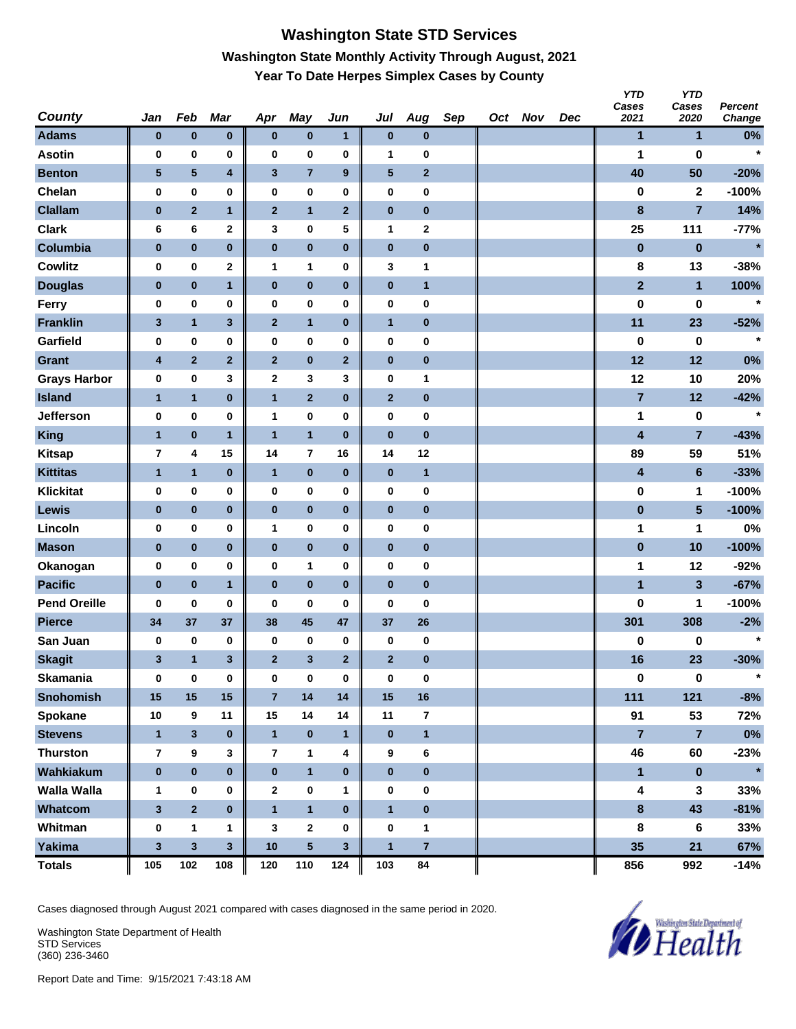# Washington State STD Services

## Washington State Monthly Activity Through August, 2021

### Year To Date Herpes Simplex Cases by County

| County | Jan | Feb | Mar | Apr | May | Jun | Jul | Aug | Sep | Oct | Nov | Dec | YTD Cases 2021 | YTD Cases 2020 | Percent Change |
|---|---|---|---|---|---|---|---|---|---|---|---|---|---|---|---|
| Adams | 0 | 0 | 0 | 0 | 0 | 1 | 0 | 0 | | | | | 1 | 1 | 0% |
| Asotin | 0 | 0 | 0 | 0 | 0 | 0 | 1 | 0 | | | | | 1 | 0 | * |
| Benton | 5 | 5 | 4 | 3 | 7 | 9 | 5 | 2 | | | | | 40 | 50 | -20% |
| Chelan | 0 | 0 | 0 | 0 | 0 | 0 | 0 | 0 | | | | | 0 | 2 | -100% |
| Clallam | 0 | 2 | 1 | 2 | 1 | 2 | 0 | 0 | | | | | 8 | 7 | 14% |
| Clark | 6 | 6 | 2 | 3 | 0 | 5 | 1 | 2 | | | | | 25 | 111 | -77% |
| Columbia | 0 | 0 | 0 | 0 | 0 | 0 | 0 | 0 | | | | | 0 | 0 | * |
| Cowlitz | 0 | 0 | 2 | 1 | 1 | 0 | 3 | 1 | | | | | 8 | 13 | -38% |
| Douglas | 0 | 0 | 1 | 0 | 0 | 0 | 0 | 1 | | | | | 2 | 1 | 100% |
| Ferry | 0 | 0 | 0 | 0 | 0 | 0 | 0 | 0 | | | | | 0 | 0 | * |
| Franklin | 3 | 1 | 3 | 2 | 1 | 0 | 1 | 0 | | | | | 11 | 23 | -52% |
| Garfield | 0 | 0 | 0 | 0 | 0 | 0 | 0 | 0 | | | | | 0 | 0 | * |
| Grant | 4 | 2 | 2 | 2 | 0 | 2 | 0 | 0 | | | | | 12 | 12 | 0% |
| Grays Harbor | 0 | 0 | 3 | 2 | 3 | 3 | 0 | 1 | | | | | 12 | 10 | 20% |
| Island | 1 | 1 | 0 | 1 | 2 | 0 | 2 | 0 | | | | | 7 | 12 | -42% |
| Jefferson | 0 | 0 | 0 | 1 | 0 | 0 | 0 | 0 | | | | | 1 | 0 | * |
| King | 1 | 0 | 1 | 1 | 1 | 0 | 0 | 0 | | | | | 4 | 7 | -43% |
| Kitsap | 7 | 4 | 15 | 14 | 7 | 16 | 14 | 12 | | | | | 89 | 59 | 51% |
| Kittitas | 1 | 1 | 0 | 1 | 0 | 0 | 0 | 1 | | | | | 4 | 6 | -33% |
| Klickitat | 0 | 0 | 0 | 0 | 0 | 0 | 0 | 0 | | | | | 0 | 1 | -100% |
| Lewis | 0 | 0 | 0 | 0 | 0 | 0 | 0 | 0 | | | | | 0 | 5 | -100% |
| Lincoln | 0 | 0 | 0 | 1 | 0 | 0 | 0 | 0 | | | | | 1 | 1 | 0% |
| Mason | 0 | 0 | 0 | 0 | 0 | 0 | 0 | 0 | | | | | 0 | 10 | -100% |
| Okanogan | 0 | 0 | 0 | 0 | 1 | 0 | 0 | 0 | | | | | 1 | 12 | -92% |
| Pacific | 0 | 0 | 1 | 0 | 0 | 0 | 0 | 0 | | | | | 1 | 3 | -67% |
| Pend Oreille | 0 | 0 | 0 | 0 | 0 | 0 | 0 | 0 | | | | | 0 | 1 | -100% |
| Pierce | 34 | 37 | 37 | 38 | 45 | 47 | 37 | 26 | | | | | 301 | 308 | -2% |
| San Juan | 0 | 0 | 0 | 0 | 0 | 0 | 0 | 0 | | | | | 0 | 0 | * |
| Skagit | 3 | 1 | 3 | 2 | 3 | 2 | 2 | 0 | | | | | 16 | 23 | -30% |
| Skamania | 0 | 0 | 0 | 0 | 0 | 0 | 0 | 0 | | | | | 0 | 0 | * |
| Snohomish | 15 | 15 | 15 | 7 | 14 | 14 | 15 | 16 | | | | | 111 | 121 | -8% |
| Spokane | 10 | 9 | 11 | 15 | 14 | 14 | 11 | 7 | | | | | 91 | 53 | 72% |
| Stevens | 1 | 3 | 0 | 1 | 0 | 1 | 0 | 1 | | | | | 7 | 7 | 0% |
| Thurston | 7 | 9 | 3 | 7 | 1 | 4 | 9 | 6 | | | | | 46 | 60 | -23% |
| Wahkiakum | 0 | 0 | 0 | 0 | 1 | 0 | 0 | 0 | | | | | 1 | 0 | * |
| Walla Walla | 1 | 0 | 0 | 2 | 0 | 1 | 0 | 0 | | | | | 4 | 3 | 33% |
| Whatcom | 3 | 2 | 0 | 1 | 1 | 0 | 1 | 0 | | | | | 8 | 43 | -81% |
| Whitman | 0 | 1 | 1 | 3 | 2 | 0 | 0 | 1 | | | | | 8 | 6 | 33% |
| Yakima | 3 | 3 | 3 | 10 | 5 | 3 | 1 | 7 | | | | | 35 | 21 | 67% |
| **Totals** | 105 | 102 | 108 | 120 | 110 | 124 | 103 | 84 | | | | | 856 | 992 | -14% |

Cases diagnosed through August 2021 compared with cases diagnosed in the same period in 2020.

Washington State Department of Health
STD Services
(360) 236-3460

Report Date and Time: 9/15/2021 7:43:18 AM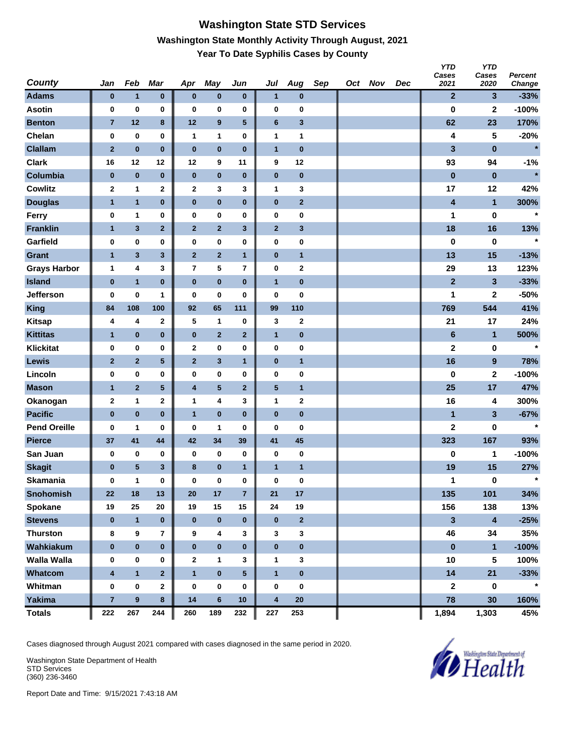# Washington State STD Services

## Washington State Monthly Activity Through August, 2021

### Year To Date Syphilis Cases by County

| County | Jan | Feb | Mar | Apr | May | Jun | Jul | Aug | Sep | Oct | Nov | Dec | YTD Cases 2021 | YTD Cases 2020 | Percent Change |
|---|---|---|---|---|---|---|---|---|---|---|---|---|---|---|---|
| Adams | 0 | 1 | 0 | 0 | 0 | 0 | 1 | 0 | | | | | 2 | 3 | -33% |
| Asotin | 0 | 0 | 0 | 0 | 0 | 0 | 0 | 0 | | | | | 0 | 2 | -100% |
| Benton | 7 | 12 | 8 | 12 | 9 | 5 | 6 | 3 | | | | | 62 | 23 | 170% |
| Chelan | 0 | 0 | 0 | 1 | 1 | 0 | 1 | 1 | | | | | 4 | 5 | -20% |
| Clallam | 2 | 0 | 0 | 0 | 0 | 0 | 1 | 0 | | | | | 3 | 0 | * |
| Clark | 16 | 12 | 12 | 12 | 9 | 11 | 9 | 12 | | | | | 93 | 94 | -1% |
| Columbia | 0 | 0 | 0 | 0 | 0 | 0 | 0 | 0 | | | | | 0 | 0 | * |
| Cowlitz | 2 | 1 | 2 | 2 | 3 | 3 | 1 | 3 | | | | | 17 | 12 | 42% |
| Douglas | 1 | 1 | 0 | 0 | 0 | 0 | 0 | 2 | | | | | 4 | 1 | 300% |
| Ferry | 0 | 1 | 0 | 0 | 0 | 0 | 0 | 0 | | | | | 1 | 0 | * |
| Franklin | 1 | 3 | 2 | 2 | 2 | 3 | 2 | 3 | | | | | 18 | 16 | 13% |
| Garfield | 0 | 0 | 0 | 0 | 0 | 0 | 0 | 0 | | | | | 0 | 0 | * |
| Grant | 1 | 3 | 3 | 2 | 2 | 1 | 0 | 1 | | | | | 13 | 15 | -13% |
| Grays Harbor | 1 | 4 | 3 | 7 | 5 | 7 | 0 | 2 | | | | | 29 | 13 | 123% |
| Island | 0 | 1 | 0 | 0 | 0 | 0 | 1 | 0 | | | | | 2 | 3 | -33% |
| Jefferson | 0 | 0 | 1 | 0 | 0 | 0 | 0 | 0 | | | | | 1 | 2 | -50% |
| King | 84 | 108 | 100 | 92 | 65 | 111 | 99 | 110 | | | | | 769 | 544 | 41% |
| Kitsap | 4 | 4 | 2 | 5 | 1 | 0 | 3 | 2 | | | | | 21 | 17 | 24% |
| Kittitas | 1 | 0 | 0 | 0 | 2 | 2 | 1 | 0 | | | | | 6 | 1 | 500% |
| Klickitat | 0 | 0 | 0 | 2 | 0 | 0 | 0 | 0 | | | | | 2 | 0 | * |
| Lewis | 2 | 2 | 5 | 2 | 3 | 1 | 0 | 1 | | | | | 16 | 9 | 78% |
| Lincoln | 0 | 0 | 0 | 0 | 0 | 0 | 0 | 0 | | | | | 0 | 2 | -100% |
| Mason | 1 | 2 | 5 | 4 | 5 | 2 | 5 | 1 | | | | | 25 | 17 | 47% |
| Okanogan | 2 | 1 | 2 | 1 | 4 | 3 | 1 | 2 | | | | | 16 | 4 | 300% |
| Pacific | 0 | 0 | 0 | 1 | 0 | 0 | 0 | 0 | | | | | 1 | 3 | -67% |
| Pend Oreille | 0 | 1 | 0 | 0 | 1 | 0 | 0 | 0 | | | | | 2 | 0 | * |
| Pierce | 37 | 41 | 44 | 42 | 34 | 39 | 41 | 45 | | | | | 323 | 167 | 93% |
| San Juan | 0 | 0 | 0 | 0 | 0 | 0 | 0 | 0 | | | | | 0 | 1 | -100% |
| Skagit | 0 | 5 | 3 | 8 | 0 | 1 | 1 | 1 | | | | | 19 | 15 | 27% |
| Skamania | 0 | 1 | 0 | 0 | 0 | 0 | 0 | 0 | | | | | 1 | 0 | * |
| Snohomish | 22 | 18 | 13 | 20 | 17 | 7 | 21 | 17 | | | | | 135 | 101 | 34% |
| Spokane | 19 | 25 | 20 | 19 | 15 | 15 | 24 | 19 | | | | | 156 | 138 | 13% |
| Stevens | 0 | 1 | 0 | 0 | 0 | 0 | 0 | 2 | | | | | 3 | 4 | -25% |
| Thurston | 8 | 9 | 7 | 9 | 4 | 3 | 3 | 3 | | | | | 46 | 34 | 35% |
| Wahkiakum | 0 | 0 | 0 | 0 | 0 | 0 | 0 | 0 | | | | | 0 | 1 | -100% |
| Walla Walla | 0 | 0 | 0 | 2 | 1 | 3 | 1 | 3 | | | | | 10 | 5 | 100% |
| Whatcom | 4 | 1 | 2 | 1 | 0 | 5 | 1 | 0 | | | | | 14 | 21 | -33% |
| Whitman | 0 | 0 | 2 | 0 | 0 | 0 | 0 | 0 | | | | | 2 | 0 | * |
| Yakima | 7 | 9 | 8 | 14 | 6 | 10 | 4 | 20 | | | | | 78 | 30 | 160% |
| Totals | 222 | 267 | 244 | 260 | 189 | 232 | 227 | 253 | | | | | 1,894 | 1,303 | 45% |

Cases diagnosed through August 2021 compared with cases diagnosed in the same period in 2020.

Washington State Department of Health
STD Services
(360) 236-3460

Report Date and Time: 9/15/2021 7:43:18 AM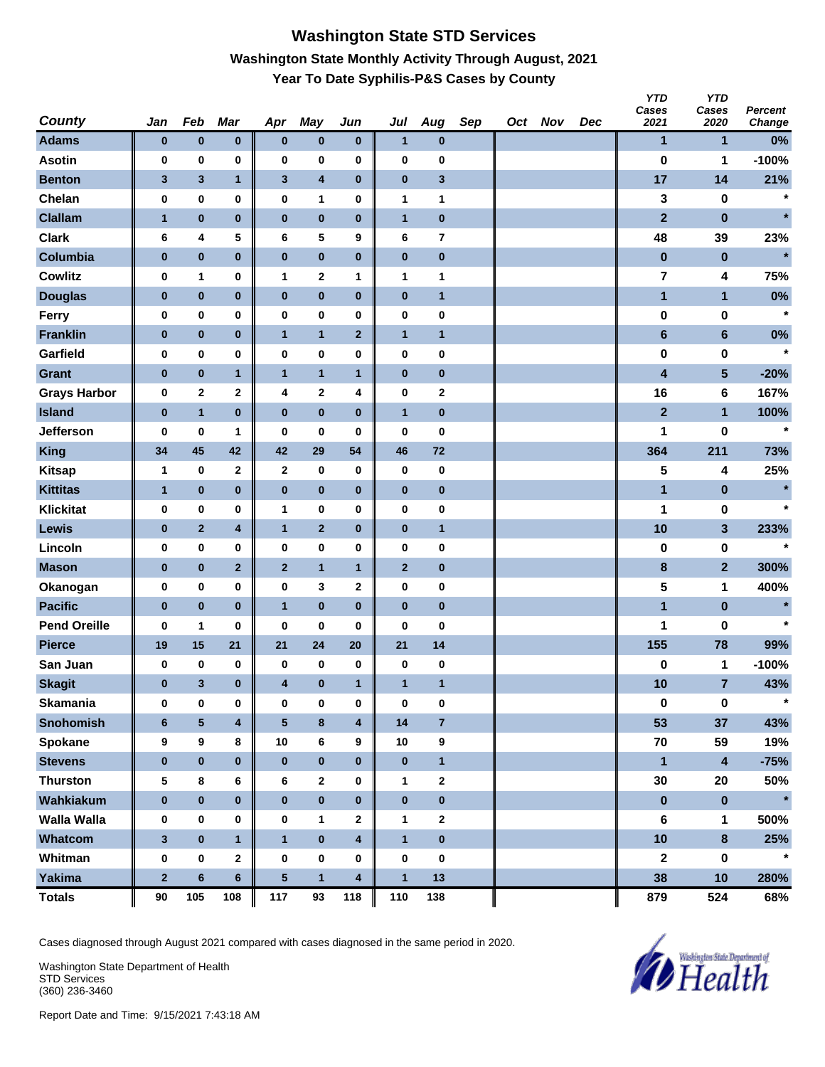# Washington State STD Services

## Washington State Monthly Activity Through August, 2021

### Year To Date Syphilis-P&S Cases by County

| County | Jan | Feb | Mar | Apr | May | Jun | Jul | Aug | Sep | Oct | Nov | Dec | YTD Cases 2021 | YTD Cases 2020 | Percent Change |
|---|---|---|---|---|---|---|---|---|---|---|---|---|---|---|---|
| Adams | 0 | 0 | 0 | 0 | 0 | 0 | 1 | 0 | | | | | 1 | 1 | 0% |
| Asotin | 0 | 0 | 0 | 0 | 0 | 0 | 0 | 0 | | | | | 0 | 1 | -100% |
| Benton | 3 | 3 | 1 | 3 | 4 | 0 | 0 | 3 | | | | | 17 | 14 | 21% |
| Chelan | 0 | 0 | 0 | 0 | 1 | 0 | 1 | 1 | | | | | 3 | 0 | * |
| Clallam | 1 | 0 | 0 | 0 | 0 | 0 | 1 | 0 | | | | | 2 | 0 | * |
| Clark | 6 | 4 | 5 | 6 | 5 | 9 | 6 | 7 | | | | | 48 | 39 | 23% |
| Columbia | 0 | 0 | 0 | 0 | 0 | 0 | 0 | 0 | | | | | 0 | 0 | * |
| Cowlitz | 0 | 1 | 0 | 1 | 2 | 1 | 1 | 1 | | | | | 7 | 4 | 75% |
| Douglas | 0 | 0 | 0 | 0 | 0 | 0 | 0 | 1 | | | | | 1 | 1 | 0% |
| Ferry | 0 | 0 | 0 | 0 | 0 | 0 | 0 | 0 | | | | | 0 | 0 | * |
| Franklin | 0 | 0 | 0 | 1 | 1 | 2 | 1 | 1 | | | | | 6 | 6 | 0% |
| Garfield | 0 | 0 | 0 | 0 | 0 | 0 | 0 | 0 | | | | | 0 | 0 | * |
| Grant | 0 | 0 | 1 | 1 | 1 | 1 | 0 | 0 | | | | | 4 | 5 | -20% |
| Grays Harbor | 0 | 2 | 2 | 4 | 2 | 4 | 0 | 2 | | | | | 16 | 6 | 167% |
| Island | 0 | 1 | 0 | 0 | 0 | 0 | 1 | 0 | | | | | 2 | 1 | 100% |
| Jefferson | 0 | 0 | 1 | 0 | 0 | 0 | 0 | 0 | | | | | 1 | 0 | * |
| King | 34 | 45 | 42 | 42 | 29 | 54 | 46 | 72 | | | | | 364 | 211 | 73% |
| Kitsap | 1 | 0 | 2 | 2 | 0 | 0 | 0 | 0 | | | | | 5 | 4 | 25% |
| Kittitas | 1 | 0 | 0 | 0 | 0 | 0 | 0 | 0 | | | | | 1 | 0 | * |
| Klickitat | 0 | 0 | 0 | 1 | 0 | 0 | 0 | 0 | | | | | 1 | 0 | * |
| Lewis | 0 | 2 | 4 | 1 | 2 | 0 | 0 | 1 | | | | | 10 | 3 | 233% |
| Lincoln | 0 | 0 | 0 | 0 | 0 | 0 | 0 | 0 | | | | | 0 | 0 | * |
| Mason | 0 | 0 | 2 | 2 | 1 | 1 | 2 | 0 | | | | | 8 | 2 | 300% |
| Okanogan | 0 | 0 | 0 | 0 | 3 | 2 | 0 | 0 | | | | | 5 | 1 | 400% |
| Pacific | 0 | 0 | 0 | 1 | 0 | 0 | 0 | 0 | | | | | 1 | 0 | * |
| Pend Oreille | 0 | 1 | 0 | 0 | 0 | 0 | 0 | 0 | | | | | 1 | 0 | * |
| Pierce | 19 | 15 | 21 | 21 | 24 | 20 | 21 | 14 | | | | | 155 | 78 | 99% |
| San Juan | 0 | 0 | 0 | 0 | 0 | 0 | 0 | 0 | | | | | 0 | 1 | -100% |
| Skagit | 0 | 3 | 0 | 4 | 0 | 1 | 1 | 1 | | | | | 10 | 7 | 43% |
| Skamania | 0 | 0 | 0 | 0 | 0 | 0 | 0 | 0 | | | | | 0 | 0 | * |
| Snohomish | 6 | 5 | 4 | 5 | 8 | 4 | 14 | 7 | | | | | 53 | 37 | 43% |
| Spokane | 9 | 9 | 8 | 10 | 6 | 9 | 10 | 9 | | | | | 70 | 59 | 19% |
| Stevens | 0 | 0 | 0 | 0 | 0 | 0 | 0 | 1 | | | | | 1 | 4 | -75% |
| Thurston | 5 | 8 | 6 | 6 | 2 | 0 | 1 | 2 | | | | | 30 | 20 | 50% |
| Wahkiakum | 0 | 0 | 0 | 0 | 0 | 0 | 0 | 0 | | | | | 0 | 0 | * |
| Walla Walla | 0 | 0 | 0 | 0 | 1 | 2 | 1 | 2 | | | | | 6 | 1 | 500% |
| Whatcom | 3 | 0 | 1 | 1 | 0 | 4 | 1 | 0 | | | | | 10 | 8 | 25% |
| Whitman | 0 | 0 | 2 | 0 | 0 | 0 | 0 | 0 | | | | | 2 | 0 | * |
| Yakima | 2 | 6 | 6 | 5 | 1 | 4 | 1 | 13 | | | | | 38 | 10 | 280% |
| Totals | 90 | 105 | 108 | 117 | 93 | 118 | 110 | 138 | | | | | 879 | 524 | 68% |

Cases diagnosed through August 2021 compared with cases diagnosed in the same period in 2020.

Washington State Department of Health
STD Services
(360) 236-3460

Report Date and Time: 9/15/2021 7:43:18 AM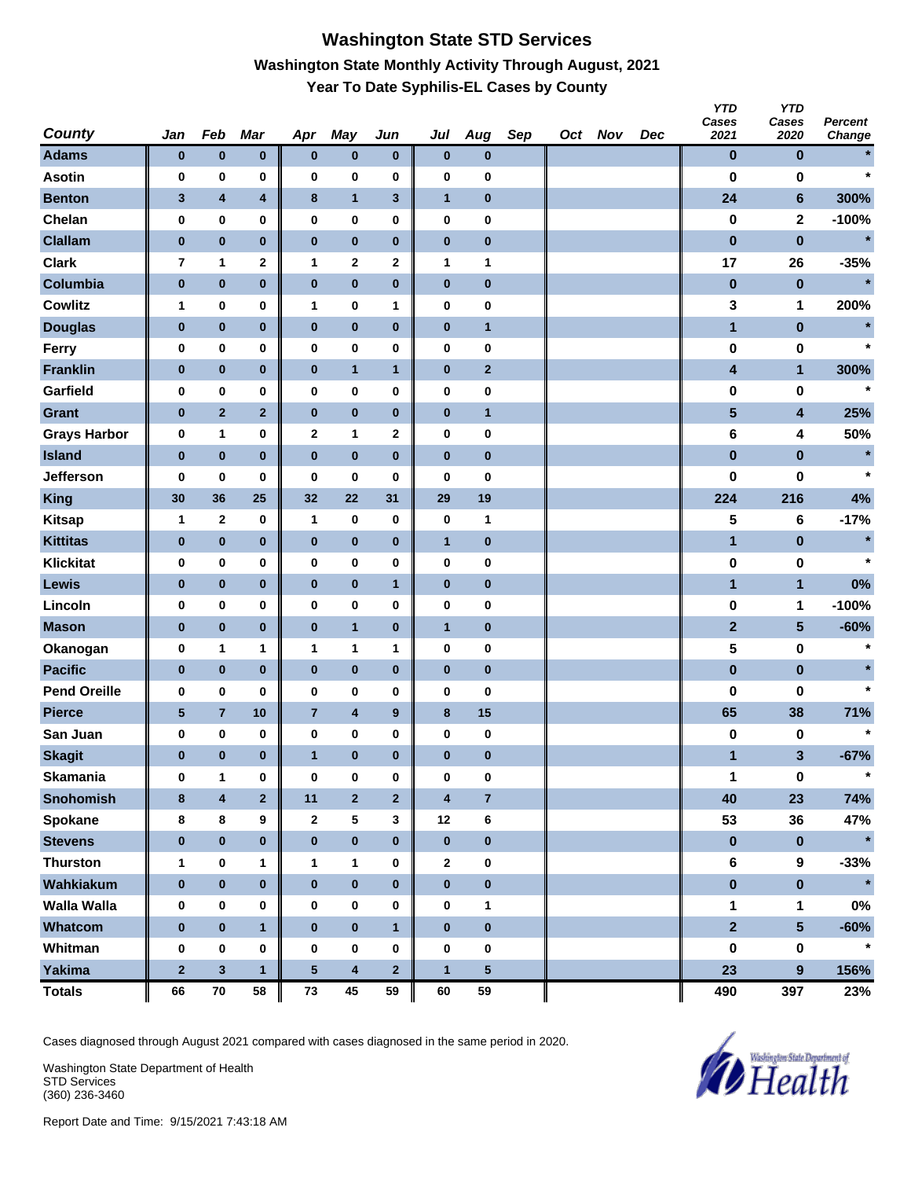# Washington State STD Services

## Washington State Monthly Activity Through August, 2021

### Year To Date Syphilis-EL Cases by County

| County | Jan | Feb | Mar | Apr | May | Jun | Jul | Aug | Sep | Oct | Nov | Dec | YTD Cases 2021 | YTD Cases 2020 | Percent Change |
|---|---|---|---|---|---|---|---|---|---|---|---|---|---|---|---|
| Adams | 0 | 0 | 0 | 0 | 0 | 0 | 0 | 0 | | | | | 0 | 0 | * |
| Asotin | 0 | 0 | 0 | 0 | 0 | 0 | 0 | 0 | | | | | 0 | 0 | * |
| Benton | 3 | 4 | 4 | 8 | 1 | 3 | 1 | 0 | | | | | 24 | 6 | 300% |
| Chelan | 0 | 0 | 0 | 0 | 0 | 0 | 0 | 0 | | | | | 0 | 2 | -100% |
| Clallam | 0 | 0 | 0 | 0 | 0 | 0 | 0 | 0 | | | | | 0 | 0 | * |
| Clark | 7 | 1 | 2 | 1 | 2 | 2 | 1 | 1 | | | | | 17 | 26 | -35% |
| Columbia | 0 | 0 | 0 | 0 | 0 | 0 | 0 | 0 | | | | | 0 | 0 | * |
| Cowlitz | 1 | 0 | 0 | 1 | 0 | 1 | 0 | 0 | | | | | 3 | 1 | 200% |
| Douglas | 0 | 0 | 0 | 0 | 0 | 0 | 0 | 1 | | | | | 1 | 0 | * |
| Ferry | 0 | 0 | 0 | 0 | 0 | 0 | 0 | 0 | | | | | 0 | 0 | * |
| Franklin | 0 | 0 | 0 | 0 | 1 | 1 | 0 | 2 | | | | | 4 | 1 | 300% |
| Garfield | 0 | 0 | 0 | 0 | 0 | 0 | 0 | 0 | | | | | 0 | 0 | * |
| Grant | 0 | 2 | 2 | 0 | 0 | 0 | 0 | 1 | | | | | 5 | 4 | 25% |
| Grays Harbor | 0 | 1 | 0 | 2 | 1 | 2 | 0 | 0 | | | | | 6 | 4 | 50% |
| Island | 0 | 0 | 0 | 0 | 0 | 0 | 0 | 0 | | | | | 0 | 0 | * |
| Jefferson | 0 | 0 | 0 | 0 | 0 | 0 | 0 | 0 | | | | | 0 | 0 | * |
| King | 30 | 36 | 25 | 32 | 22 | 31 | 29 | 19 | | | | | 224 | 216 | 4% |
| Kitsap | 1 | 2 | 0 | 1 | 0 | 0 | 0 | 1 | | | | | 5 | 6 | -17% |
| Kittitas | 0 | 0 | 0 | 0 | 0 | 0 | 1 | 0 | | | | | 1 | 0 | * |
| Klickitat | 0 | 0 | 0 | 0 | 0 | 0 | 0 | 0 | | | | | 0 | 0 | * |
| Lewis | 0 | 0 | 0 | 0 | 0 | 1 | 0 | 0 | | | | | 1 | 1 | 0% |
| Lincoln | 0 | 0 | 0 | 0 | 0 | 0 | 0 | 0 | | | | | 0 | 1 | -100% |
| Mason | 0 | 0 | 0 | 0 | 1 | 0 | 1 | 0 | | | | | 2 | 5 | -60% |
| Okanogan | 0 | 1 | 1 | 1 | 1 | 1 | 0 | 0 | | | | | 5 | 0 | * |
| Pacific | 0 | 0 | 0 | 0 | 0 | 0 | 0 | 0 | | | | | 0 | 0 | * |
| Pend Oreille | 0 | 0 | 0 | 0 | 0 | 0 | 0 | 0 | | | | | 0 | 0 | * |
| Pierce | 5 | 7 | 10 | 7 | 4 | 9 | 8 | 15 | | | | | 65 | 38 | 71% |
| San Juan | 0 | 0 | 0 | 0 | 0 | 0 | 0 | 0 | | | | | 0 | 0 | * |
| Skagit | 0 | 0 | 0 | 1 | 0 | 0 | 0 | 0 | | | | | 1 | 3 | -67% |
| Skamania | 0 | 1 | 0 | 0 | 0 | 0 | 0 | 0 | | | | | 1 | 0 | * |
| Snohomish | 8 | 4 | 2 | 11 | 2 | 2 | 4 | 7 | | | | | 40 | 23 | 74% |
| Spokane | 8 | 8 | 9 | 2 | 5 | 3 | 12 | 6 | | | | | 53 | 36 | 47% |
| Stevens | 0 | 0 | 0 | 0 | 0 | 0 | 0 | 0 | | | | | 0 | 0 | * |
| Thurston | 1 | 0 | 1 | 1 | 1 | 0 | 2 | 0 | | | | | 6 | 9 | -33% |
| Wahkiakum | 0 | 0 | 0 | 0 | 0 | 0 | 0 | 0 | | | | | 0 | 0 | * |
| Walla Walla | 0 | 0 | 0 | 0 | 0 | 0 | 0 | 1 | | | | | 1 | 1 | 0% |
| Whatcom | 0 | 0 | 1 | 0 | 0 | 1 | 0 | 0 | | | | | 2 | 5 | -60% |
| Whitman | 0 | 0 | 0 | 0 | 0 | 0 | 0 | 0 | | | | | 0 | 0 | * |
| Yakima | 2 | 3 | 1 | 5 | 4 | 2 | 1 | 5 | | | | | 23 | 9 | 156% |
| Totals | 66 | 70 | 58 | 73 | 45 | 59 | 60 | 59 | | | | | 490 | 397 | 23% |

Cases diagnosed through August 2021 compared with cases diagnosed in the same period in 2020.

Washington State Department of Health
STD Services
(360) 236-3460

Report Date and Time: 9/15/2021 7:43:18 AM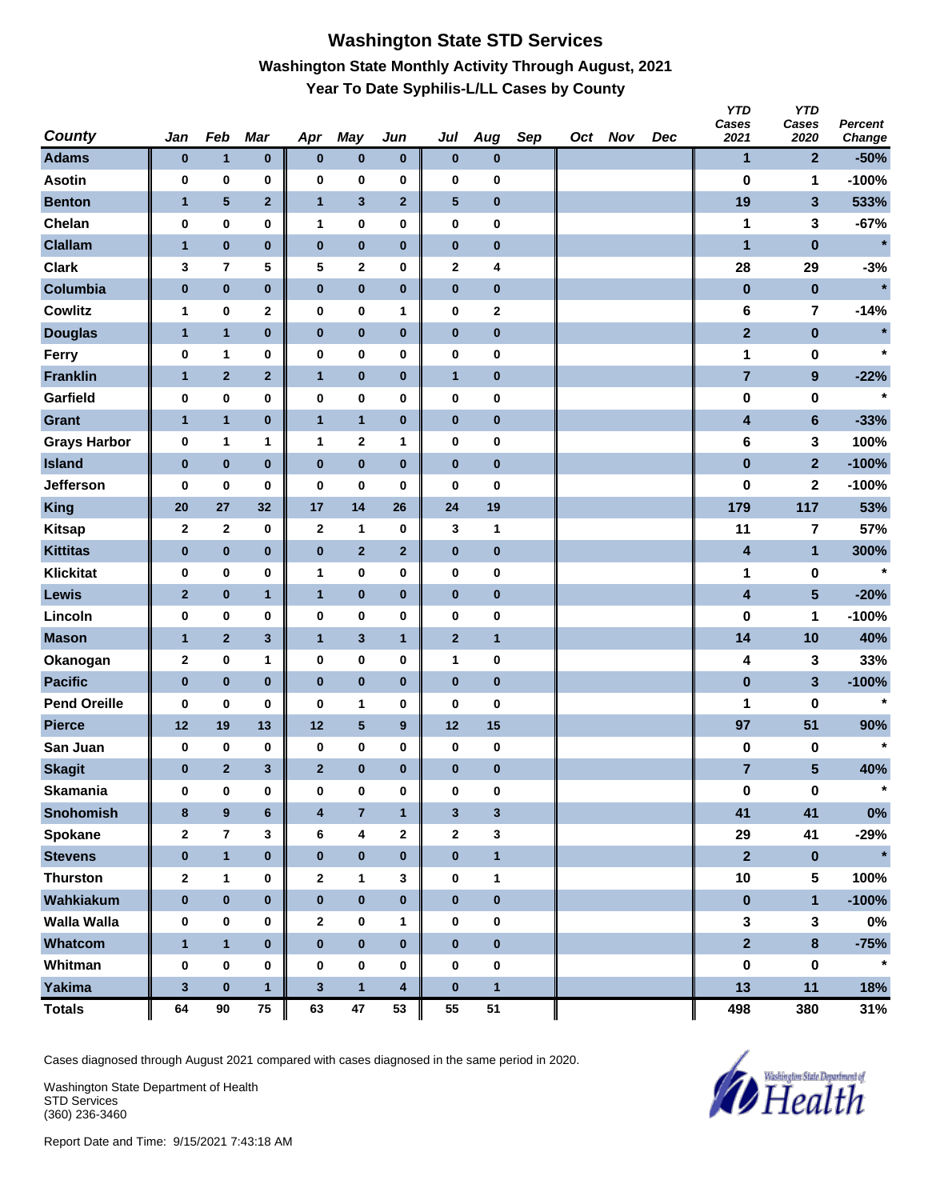# Washington State STD Services

## Washington State Monthly Activity Through August, 2021

### Year To Date Syphilis-L/LL Cases by County

| County | Jan | Feb | Mar | Apr | May | Jun | Jul | Aug | Sep | Oct | Nov | Dec | YTD Cases 2021 | YTD Cases 2020 | Percent Change |
|---|---|---|---|---|---|---|---|---|---|---|---|---|---|---|---|
| Adams | 0 | 1 | 0 | 0 | 0 | 0 | 0 | 0 | | | | | 1 | 2 | -50% |
| Asotin | 0 | 0 | 0 | 0 | 0 | 0 | 0 | 0 | | | | | 0 | 1 | -100% |
| Benton | 1 | 5 | 2 | 1 | 3 | 2 | 5 | 0 | | | | | 19 | 3 | 533% |
| Chelan | 0 | 0 | 0 | 1 | 0 | 0 | 0 | 0 | | | | | 1 | 3 | -67% |
| Clallam | 1 | 0 | 0 | 0 | 0 | 0 | 0 | 0 | | | | | 1 | 0 | * |
| Clark | 3 | 7 | 5 | 5 | 2 | 0 | 2 | 4 | | | | | 28 | 29 | -3% |
| Columbia | 0 | 0 | 0 | 0 | 0 | 0 | 0 | 0 | | | | | 0 | 0 | * |
| Cowlitz | 1 | 0 | 2 | 0 | 0 | 1 | 0 | 2 | | | | | 6 | 7 | -14% |
| Douglas | 1 | 1 | 0 | 0 | 0 | 0 | 0 | 0 | | | | | 2 | 0 | * |
| Ferry | 0 | 1 | 0 | 0 | 0 | 0 | 0 | 0 | | | | | 1 | 0 | * |
| Franklin | 1 | 2 | 2 | 1 | 0 | 0 | 1 | 0 | | | | | 7 | 9 | -22% |
| Garfield | 0 | 0 | 0 | 0 | 0 | 0 | 0 | 0 | | | | | 0 | 0 | * |
| Grant | 1 | 1 | 0 | 1 | 1 | 0 | 0 | 0 | | | | | 4 | 6 | -33% |
| Grays Harbor | 0 | 1 | 1 | 1 | 2 | 1 | 0 | 0 | | | | | 6 | 3 | 100% |
| Island | 0 | 0 | 0 | 0 | 0 | 0 | 0 | 0 | | | | | 0 | 2 | -100% |
| Jefferson | 0 | 0 | 0 | 0 | 0 | 0 | 0 | 0 | | | | | 0 | 2 | -100% |
| King | 20 | 27 | 32 | 17 | 14 | 26 | 24 | 19 | | | | | 179 | 117 | 53% |
| Kitsap | 2 | 2 | 0 | 2 | 1 | 0 | 3 | 1 | | | | | 11 | 7 | 57% |
| Kittitas | 0 | 0 | 0 | 0 | 2 | 2 | 0 | 0 | | | | | 4 | 1 | 300% |
| Klickitat | 0 | 0 | 0 | 1 | 0 | 0 | 0 | 0 | | | | | 1 | 0 | * |
| Lewis | 2 | 0 | 1 | 1 | 0 | 0 | 0 | 0 | | | | | 4 | 5 | -20% |
| Lincoln | 0 | 0 | 0 | 0 | 0 | 0 | 0 | 0 | | | | | 0 | 1 | -100% |
| Mason | 1 | 2 | 3 | 1 | 3 | 1 | 2 | 1 | | | | | 14 | 10 | 40% |
| Okanogan | 2 | 0 | 1 | 0 | 0 | 0 | 1 | 0 | | | | | 4 | 3 | 33% |
| Pacific | 0 | 0 | 0 | 0 | 0 | 0 | 0 | 0 | | | | | 0 | 3 | -100% |
| Pend Oreille | 0 | 0 | 0 | 0 | 1 | 0 | 0 | 0 | | | | | 1 | 0 | * |
| Pierce | 12 | 19 | 13 | 12 | 5 | 9 | 12 | 15 | | | | | 97 | 51 | 90% |
| San Juan | 0 | 0 | 0 | 0 | 0 | 0 | 0 | 0 | | | | | 0 | 0 | * |
| Skagit | 0 | 2 | 3 | 2 | 0 | 0 | 0 | 0 | | | | | 7 | 5 | 40% |
| Skamania | 0 | 0 | 0 | 0 | 0 | 0 | 0 | 0 | | | | | 0 | 0 | * |
| Snohomish | 8 | 9 | 6 | 4 | 7 | 1 | 3 | 3 | | | | | 41 | 41 | 0% |
| Spokane | 2 | 7 | 3 | 6 | 4 | 2 | 2 | 3 | | | | | 29 | 41 | -29% |
| Stevens | 0 | 1 | 0 | 0 | 0 | 0 | 0 | 1 | | | | | 2 | 0 | * |
| Thurston | 2 | 1 | 0 | 2 | 1 | 3 | 0 | 1 | | | | | 10 | 5 | 100% |
| Wahkiakum | 0 | 0 | 0 | 0 | 0 | 0 | 0 | 0 | | | | | 0 | 1 | -100% |
| Walla Walla | 0 | 0 | 0 | 2 | 0 | 1 | 0 | 0 | | | | | 3 | 3 | 0% |
| Whatcom | 1 | 1 | 0 | 0 | 0 | 0 | 0 | 0 | | | | | 2 | 8 | -75% |
| Whitman | 0 | 0 | 0 | 0 | 0 | 0 | 0 | 0 | | | | | 0 | 0 | * |
| Yakima | 3 | 0 | 1 | 3 | 1 | 4 | 0 | 1 | | | | | 13 | 11 | 18% |
| Totals | 64 | 90 | 75 | 63 | 47 | 53 | 55 | 51 | | | | | 498 | 380 | 31% |

Cases diagnosed through August 2021 compared with cases diagnosed in the same period in 2020.

Washington State Department of Health
STD Services
(360) 236-3460

Report Date and Time: 9/15/2021 7:43:18 AM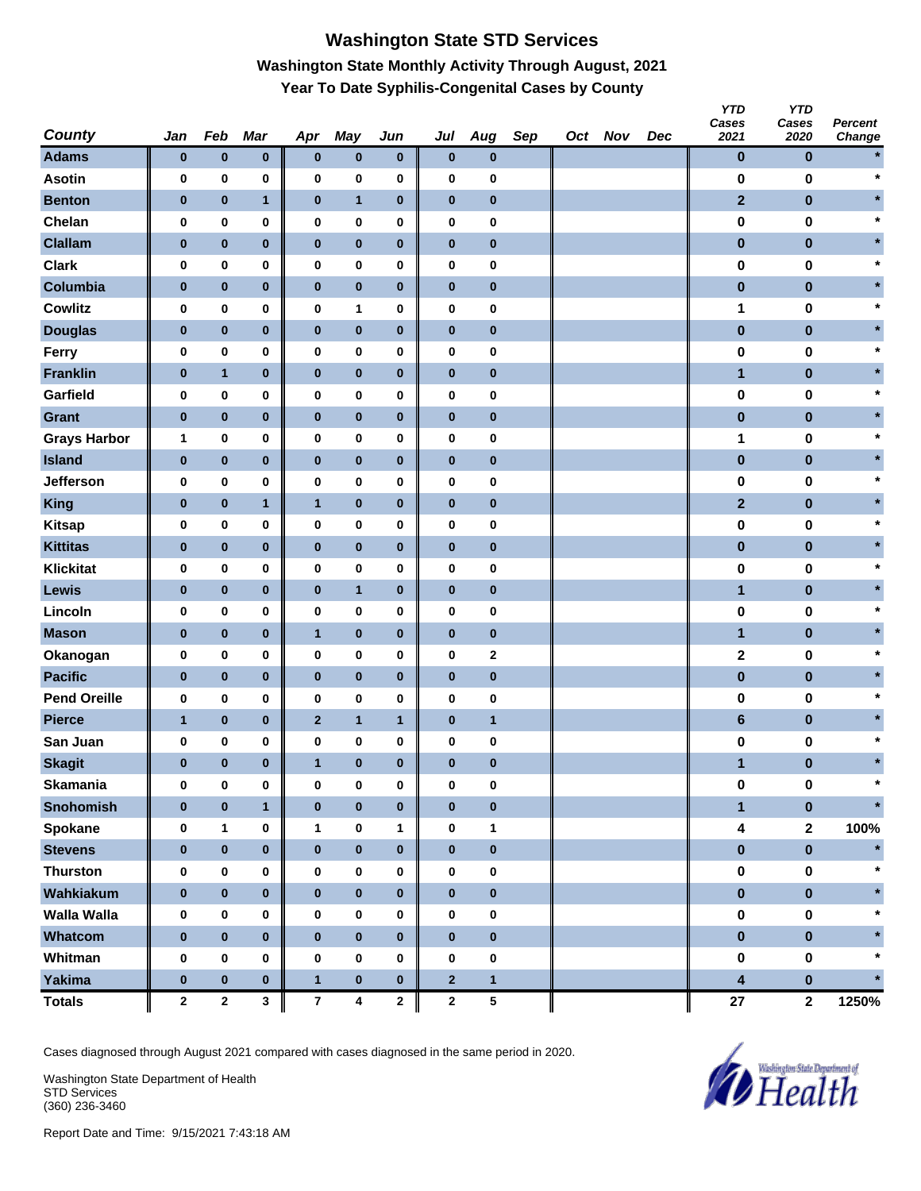# Washington State STD Services

## Washington State Monthly Activity Through August, 2021

### Year To Date Syphilis-Congenital Cases by County

| County | Jan | Feb | Mar | Apr | May | Jun | Jul | Aug | Sep | Oct | Nov | Dec | YTD Cases 2021 | YTD Cases 2020 | Percent Change |
|---|---|---|---|---|---|---|---|---|---|---|---|---|---|---|---|
| Adams | 0 | 0 | 0 | 0 | 0 | 0 | 0 | 0 | | | | | 0 | 0 | * |
| Asotin | 0 | 0 | 0 | 0 | 0 | 0 | 0 | 0 | | | | | 0 | 0 | * |
| Benton | 0 | 0 | 1 | 0 | 1 | 0 | 0 | 0 | | | | | 2 | 0 | * |
| Chelan | 0 | 0 | 0 | 0 | 0 | 0 | 0 | 0 | | | | | 0 | 0 | * |
| Clallam | 0 | 0 | 0 | 0 | 0 | 0 | 0 | 0 | | | | | 0 | 0 | * |
| Clark | 0 | 0 | 0 | 0 | 0 | 0 | 0 | 0 | | | | | 0 | 0 | * |
| Columbia | 0 | 0 | 0 | 0 | 0 | 0 | 0 | 0 | | | | | 0 | 0 | * |
| Cowlitz | 0 | 0 | 0 | 0 | 1 | 0 | 0 | 0 | | | | | 1 | 0 | * |
| Douglas | 0 | 0 | 0 | 0 | 0 | 0 | 0 | 0 | | | | | 0 | 0 | * |
| Ferry | 0 | 0 | 0 | 0 | 0 | 0 | 0 | 0 | | | | | 0 | 0 | * |
| Franklin | 0 | 1 | 0 | 0 | 0 | 0 | 0 | 0 | | | | | 1 | 0 | * |
| Garfield | 0 | 0 | 0 | 0 | 0 | 0 | 0 | 0 | | | | | 0 | 0 | * |
| Grant | 0 | 0 | 0 | 0 | 0 | 0 | 0 | 0 | | | | | 0 | 0 | * |
| Grays Harbor | 1 | 0 | 0 | 0 | 0 | 0 | 0 | 0 | | | | | 1 | 0 | * |
| Island | 0 | 0 | 0 | 0 | 0 | 0 | 0 | 0 | | | | | 0 | 0 | * |
| Jefferson | 0 | 0 | 0 | 0 | 0 | 0 | 0 | 0 | | | | | 0 | 0 | * |
| King | 0 | 0 | 1 | 1 | 0 | 0 | 0 | 0 | | | | | 2 | 0 | * |
| Kitsap | 0 | 0 | 0 | 0 | 0 | 0 | 0 | 0 | | | | | 0 | 0 | * |
| Kittitas | 0 | 0 | 0 | 0 | 0 | 0 | 0 | 0 | | | | | 0 | 0 | * |
| Klickitat | 0 | 0 | 0 | 0 | 0 | 0 | 0 | 0 | | | | | 0 | 0 | * |
| Lewis | 0 | 0 | 0 | 0 | 1 | 0 | 0 | 0 | | | | | 1 | 0 | * |
| Lincoln | 0 | 0 | 0 | 0 | 0 | 0 | 0 | 0 | | | | | 0 | 0 | * |
| Mason | 0 | 0 | 0 | 1 | 0 | 0 | 0 | 0 | | | | | 1 | 0 | * |
| Okanogan | 0 | 0 | 0 | 0 | 0 | 0 | 0 | 2 | | | | | 2 | 0 | * |
| Pacific | 0 | 0 | 0 | 0 | 0 | 0 | 0 | 0 | | | | | 0 | 0 | * |
| Pend Oreille | 0 | 0 | 0 | 0 | 0 | 0 | 0 | 0 | | | | | 0 | 0 | * |
| Pierce | 1 | 0 | 0 | 2 | 1 | 1 | 0 | 1 | | | | | 6 | 0 | * |
| San Juan | 0 | 0 | 0 | 0 | 0 | 0 | 0 | 0 | | | | | 0 | 0 | * |
| Skagit | 0 | 0 | 0 | 1 | 0 | 0 | 0 | 0 | | | | | 1 | 0 | * |
| Skamania | 0 | 0 | 0 | 0 | 0 | 0 | 0 | 0 | | | | | 0 | 0 | * |
| Snohomish | 0 | 0 | 1 | 0 | 0 | 0 | 0 | 0 | | | | | 1 | 0 | * |
| Spokane | 0 | 1 | 0 | 1 | 0 | 1 | 0 | 1 | | | | | 4 | 2 | 100% |
| Stevens | 0 | 0 | 0 | 0 | 0 | 0 | 0 | 0 | | | | | 0 | 0 | * |
| Thurston | 0 | 0 | 0 | 0 | 0 | 0 | 0 | 0 | | | | | 0 | 0 | * |
| Wahkiakum | 0 | 0 | 0 | 0 | 0 | 0 | 0 | 0 | | | | | 0 | 0 | * |
| Walla Walla | 0 | 0 | 0 | 0 | 0 | 0 | 0 | 0 | | | | | 0 | 0 | * |
| Whatcom | 0 | 0 | 0 | 0 | 0 | 0 | 0 | 0 | | | | | 0 | 0 | * |
| Whitman | 0 | 0 | 0 | 0 | 0 | 0 | 0 | 0 | | | | | 0 | 0 | * |
| Yakima | 0 | 0 | 0 | 1 | 0 | 0 | 2 | 1 | | | | | 4 | 0 | * |
| Totals | 2 | 2 | 3 | 7 | 4 | 2 | 2 | 5 | | | | | 27 | 2 | 1250% |

Cases diagnosed through August 2021 compared with cases diagnosed in the same period in 2020.

Washington State Department of Health
STD Services
(360) 236-3460

Report Date and Time: 9/15/2021 7:43:18 AM